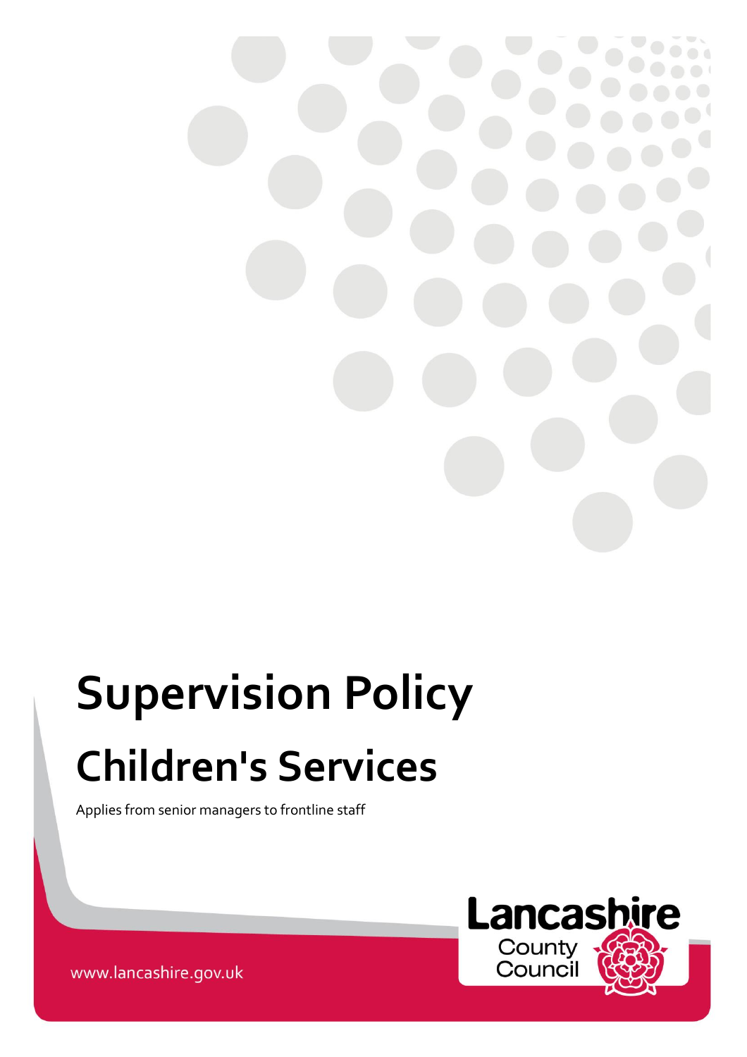# Supervision Policy

# Children's Services

Applies from senior managers to frontline staff

www.lancashire.gov.uk

Lancashire County Council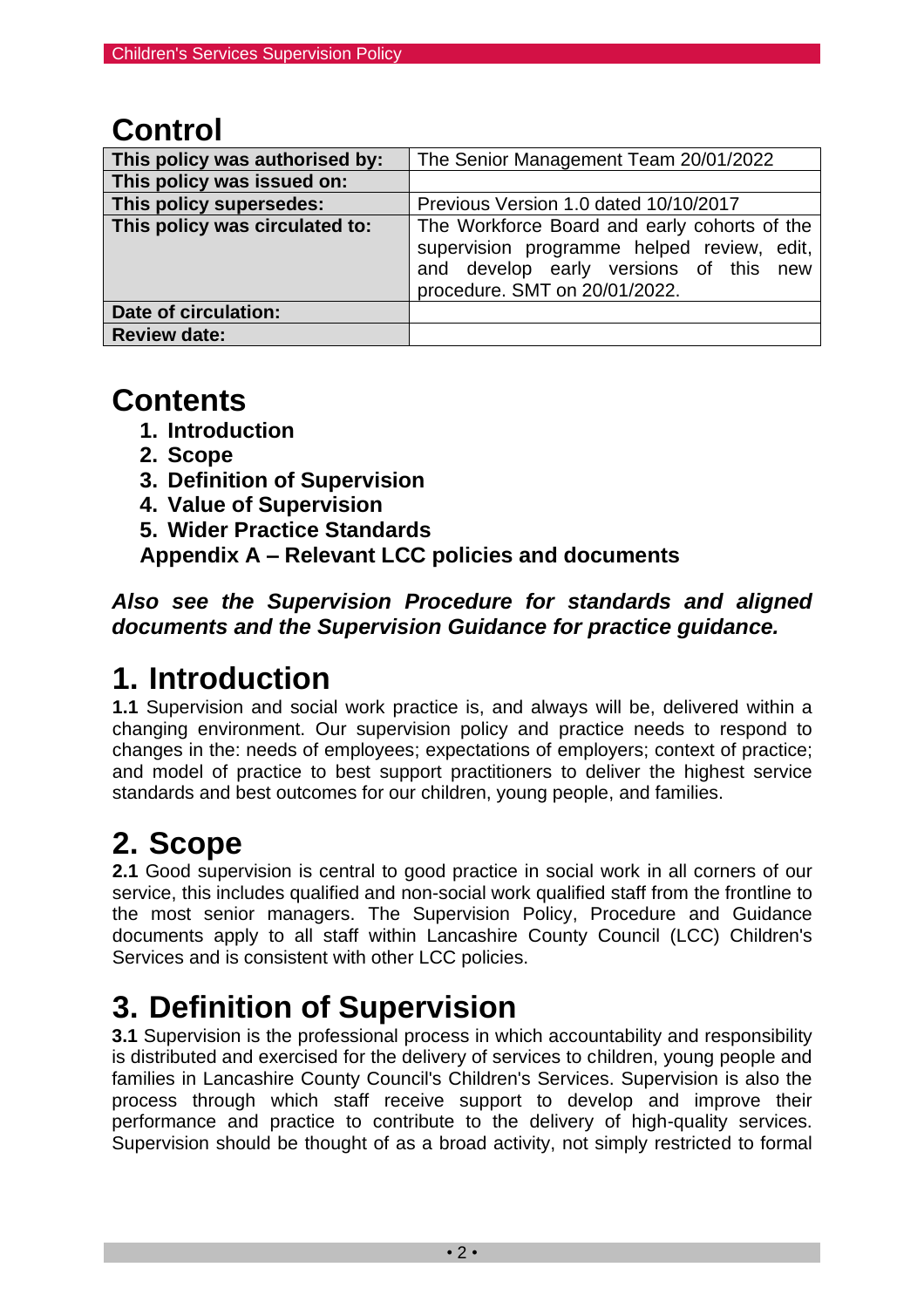## Control

| This policy was authorised by: | The Senior Management Team 20/01/2022 |
|---|---|
| This policy was issued on: | |
| This policy supersedes: | Previous Version 1.0 dated 10/10/2017 |
| This policy was circulated to: | The Workforce Board and early cohorts of the supervision programme helped review, edit, and develop early versions of this new procedure. SMT on 20/01/2022. |
| Date of circulation: | |
| Review date: | |

## Contents

1. **Introduction**
2. **Scope**
3. **Definition of Supervision**
4. **Value of Supervision**
5. **Wider Practice Standards**

**Appendix A – Relevant LCC policies and documents**

***Also see the Supervision Procedure for standards and aligned documents and the Supervision Guidance for practice guidance.***

# 1. Introduction

**1.1** Supervision and social work practice is, and always will be, delivered within a changing environment. Our supervision policy and practice needs to respond to changes in the: needs of employees; expectations of employers; context of practice; and model of practice to best support practitioners to deliver the highest service standards and best outcomes for our children, young people, and families.

# 2. Scope

**2.1** Good supervision is central to good practice in social work in all corners of our service, this includes qualified and non-social work qualified staff from the frontline to the most senior managers. The Supervision Policy, Procedure and Guidance documents apply to all staff within Lancashire County Council (LCC) Children's Services and is consistent with other LCC policies.

# 3. Definition of Supervision

**3.1** Supervision is the professional process in which accountability and responsibility is distributed and exercised for the delivery of services to children, young people and families in Lancashire County Council's Children's Services. Supervision is also the process through which staff receive support to develop and improve their performance and practice to contribute to the delivery of high-quality services. Supervision should be thought of as a broad activity, not simply restricted to formal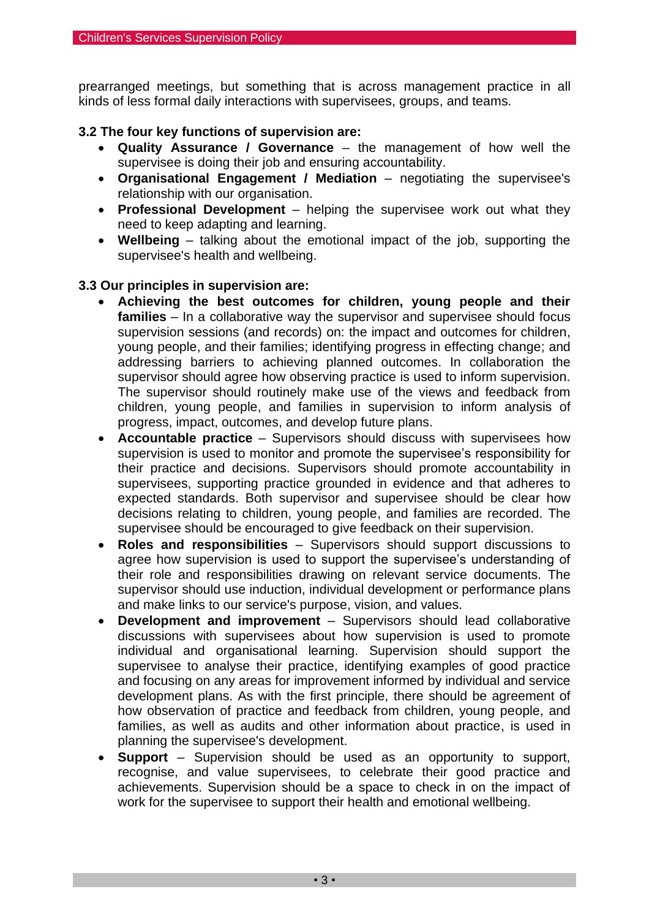prearranged meetings, but something that is across management practice in all kinds of less formal daily interactions with supervisees, groups, and teams.

**3.2 The four key functions of supervision are:**

- **Quality Assurance / Governance** – the management of how well the supervisee is doing their job and ensuring accountability.
- **Organisational Engagement / Mediation** – negotiating the supervisee's relationship with our organisation.
- **Professional Development** – helping the supervisee work out what they need to keep adapting and learning.
- **Wellbeing** – talking about the emotional impact of the job, supporting the supervisee's health and wellbeing.

**3.3 Our principles in supervision are:**

- **Achieving the best outcomes for children, young people and their families** – In a collaborative way the supervisor and supervisee should focus supervision sessions (and records) on: the impact and outcomes for children, young people, and their families; identifying progress in effecting change; and addressing barriers to achieving planned outcomes. In collaboration the supervisor should agree how observing practice is used to inform supervision. The supervisor should routinely make use of the views and feedback from children, young people, and families in supervision to inform analysis of progress, impact, outcomes, and develop future plans.
- **Accountable practice** – Supervisors should discuss with supervisees how supervision is used to monitor and promote the supervisee's responsibility for their practice and decisions. Supervisors should promote accountability in supervisees, supporting practice grounded in evidence and that adheres to expected standards. Both supervisor and supervisee should be clear how decisions relating to children, young people, and families are recorded. The supervisee should be encouraged to give feedback on their supervision.
- **Roles and responsibilities** – Supervisors should support discussions to agree how supervision is used to support the supervisee's understanding of their role and responsibilities drawing on relevant service documents. The supervisor should use induction, individual development or performance plans and make links to our service's purpose, vision, and values.
- **Development and improvement** – Supervisors should lead collaborative discussions with supervisees about how supervision is used to promote individual and organisational learning. Supervision should support the supervisee to analyse their practice, identifying examples of good practice and focusing on any areas for improvement informed by individual and service development plans. As with the first principle, there should be agreement of how observation of practice and feedback from children, young people, and families, as well as audits and other information about practice, is used in planning the supervisee's development.
- **Support** – Supervision should be used as an opportunity to support, recognise, and value supervisees, to celebrate their good practice and achievements. Supervision should be a space to check in on the impact of work for the supervisee to support their health and emotional wellbeing.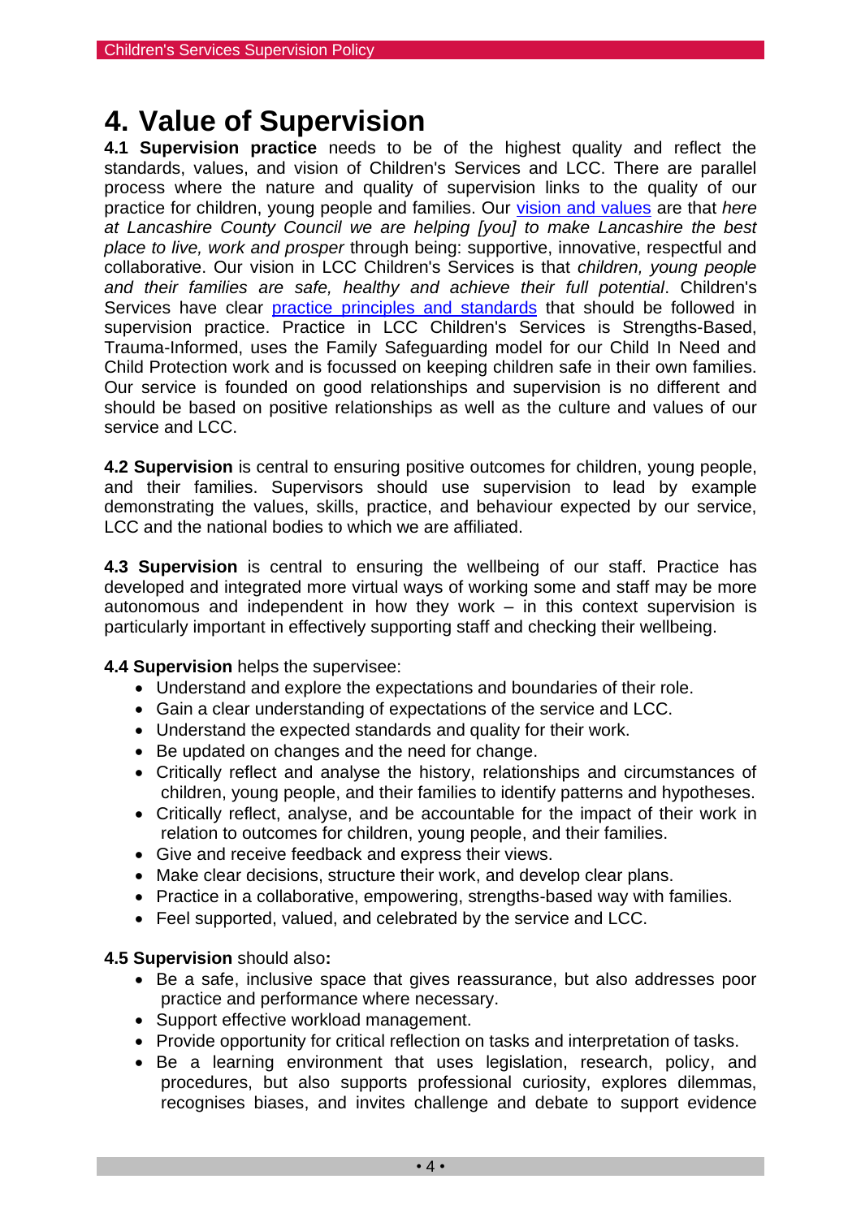# 4. Value of Supervision

**4.1 Supervision practice** needs to be of the highest quality and reflect the standards, values, and vision of Children's Services and LCC. There are parallel process where the nature and quality of supervision links to the quality of our practice for children, young people and families. Our [vision and values]() are that *here at Lancashire County Council we are helping [you] to make Lancashire the best place to live, work and prosper* through being: supportive, innovative, respectful and collaborative. Our vision in LCC Children's Services is that *children, young people and their families are safe, healthy and achieve their full potential*. Children's Services have clear [practice principles and standards]() that should be followed in supervision practice. Practice in LCC Children's Services is Strengths-Based, Trauma-Informed, uses the Family Safeguarding model for our Child In Need and Child Protection work and is focussed on keeping children safe in their own families. Our service is founded on good relationships and supervision is no different and should be based on positive relationships as well as the culture and values of our service and LCC.

**4.2 Supervision** is central to ensuring positive outcomes for children, young people, and their families. Supervisors should use supervision to lead by example demonstrating the values, skills, practice, and behaviour expected by our service, LCC and the national bodies to which we are affiliated.

**4.3 Supervision** is central to ensuring the wellbeing of our staff. Practice has developed and integrated more virtual ways of working some and staff may be more autonomous and independent in how they work – in this context supervision is particularly important in effectively supporting staff and checking their wellbeing.

**4.4 Supervision** helps the supervisee:

- Understand and explore the expectations and boundaries of their role.
- Gain a clear understanding of expectations of the service and LCC.
- Understand the expected standards and quality for their work.
- Be updated on changes and the need for change.
- Critically reflect and analyse the history, relationships and circumstances of children, young people, and their families to identify patterns and hypotheses.
- Critically reflect, analyse, and be accountable for the impact of their work in relation to outcomes for children, young people, and their families.
- Give and receive feedback and express their views.
- Make clear decisions, structure their work, and develop clear plans.
- Practice in a collaborative, empowering, strengths-based way with families.
- Feel supported, valued, and celebrated by the service and LCC.

**4.5 Supervision** should also**:**

- Be a safe, inclusive space that gives reassurance, but also addresses poor practice and performance where necessary.
- Support effective workload management.
- Provide opportunity for critical reflection on tasks and interpretation of tasks.
- Be a learning environment that uses legislation, research, policy, and procedures, but also supports professional curiosity, explores dilemmas, recognises biases, and invites challenge and debate to support evidence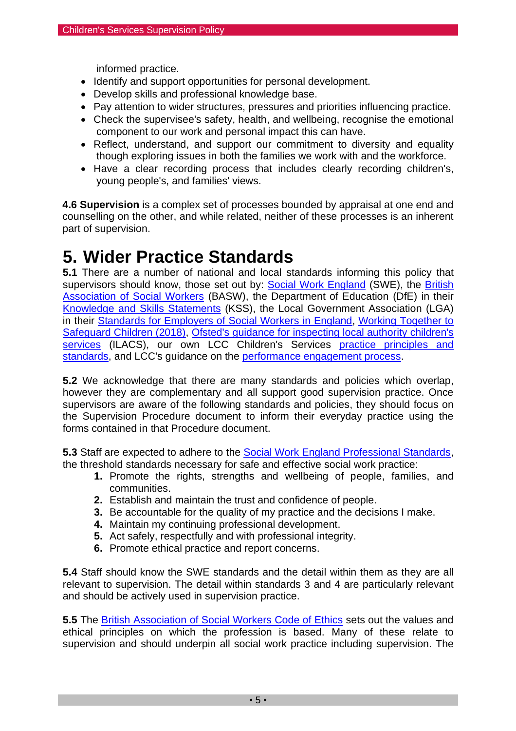informed practice.

- Identify and support opportunities for personal development.
- Develop skills and professional knowledge base.
- Pay attention to wider structures, pressures and priorities influencing practice.
- Check the supervisee's safety, health, and wellbeing, recognise the emotional component to our work and personal impact this can have.
- Reflect, understand, and support our commitment to diversity and equality though exploring issues in both the families we work with and the workforce.
- Have a clear recording process that includes clearly recording children's, young people's, and families' views.

**4.6 Supervision** is a complex set of processes bounded by appraisal at one end and counselling on the other, and while related, neither of these processes is an inherent part of supervision.

# 5. Wider Practice Standards

**5.1** There are a number of national and local standards informing this policy that supervisors should know, those set out by: Social Work England (SWE), the British Association of Social Workers (BASW), the Department of Education (DfE) in their Knowledge and Skills Statements (KSS), the Local Government Association (LGA) in their Standards for Employers of Social Workers in England, Working Together to Safeguard Children (2018), Ofsted's guidance for inspecting local authority children's services (ILACS), our own LCC Children's Services practice principles and standards, and LCC's guidance on the performance engagement process.

**5.2** We acknowledge that there are many standards and policies which overlap, however they are complementary and all support good supervision practice. Once supervisors are aware of the following standards and policies, they should focus on the Supervision Procedure document to inform their everyday practice using the forms contained in that Procedure document.

**5.3** Staff are expected to adhere to the Social Work England Professional Standards, the threshold standards necessary for safe and effective social work practice:

1. Promote the rights, strengths and wellbeing of people, families, and communities.
2. Establish and maintain the trust and confidence of people.
3. Be accountable for the quality of my practice and the decisions I make.
4. Maintain my continuing professional development.
5. Act safely, respectfully and with professional integrity.
6. Promote ethical practice and report concerns.

**5.4** Staff should know the SWE standards and the detail within them as they are all relevant to supervision. The detail within standards 3 and 4 are particularly relevant and should be actively used in supervision practice.

**5.5** The British Association of Social Workers Code of Ethics sets out the values and ethical principles on which the profession is based. Many of these relate to supervision and should underpin all social work practice including supervision. The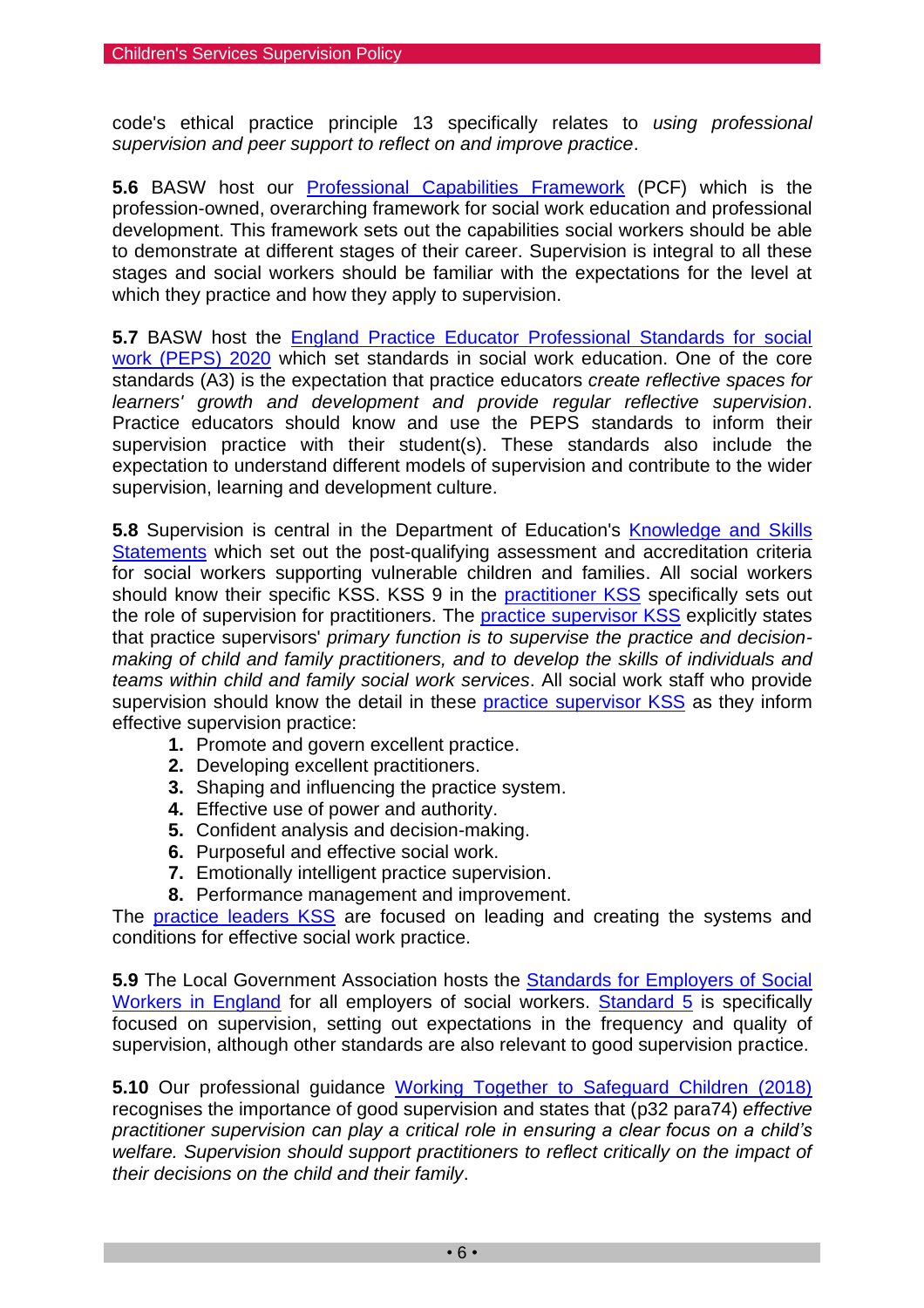code's ethical practice principle 13 specifically relates to *using professional supervision and peer support to reflect on and improve practice*.

**5.6** BASW host our Professional Capabilities Framework (PCF) which is the profession-owned, overarching framework for social work education and professional development. This framework sets out the capabilities social workers should be able to demonstrate at different stages of their career. Supervision is integral to all these stages and social workers should be familiar with the expectations for the level at which they practice and how they apply to supervision.

**5.7** BASW host the England Practice Educator Professional Standards for social work (PEPS) 2020 which set standards in social work education. One of the core standards (A3) is the expectation that practice educators *create reflective spaces for learners' growth and development and provide regular reflective supervision*. Practice educators should know and use the PEPS standards to inform their supervision practice with their student(s). These standards also include the expectation to understand different models of supervision and contribute to the wider supervision, learning and development culture.

**5.8** Supervision is central in the Department of Education's Knowledge and Skills Statements which set out the post-qualifying assessment and accreditation criteria for social workers supporting vulnerable children and families. All social workers should know their specific KSS. KSS 9 in the practitioner KSS specifically sets out the role of supervision for practitioners. The practice supervisor KSS explicitly states that practice supervisors' *primary function is to supervise the practice and decision-making of child and family practitioners, and to develop the skills of individuals and teams within child and family social work services*. All social work staff who provide supervision should know the detail in these practice supervisor KSS as they inform effective supervision practice:

1. Promote and govern excellent practice.
2. Developing excellent practitioners.
3. Shaping and influencing the practice system.
4. Effective use of power and authority.
5. Confident analysis and decision-making.
6. Purposeful and effective social work.
7. Emotionally intelligent practice supervision.
8. Performance management and improvement.

The practice leaders KSS are focused on leading and creating the systems and conditions for effective social work practice.

**5.9** The Local Government Association hosts the Standards for Employers of Social Workers in England for all employers of social workers. Standard 5 is specifically focused on supervision, setting out expectations in the frequency and quality of supervision, although other standards are also relevant to good supervision practice.

**5.10** Our professional guidance Working Together to Safeguard Children (2018) recognises the importance of good supervision and states that (p32 para74) *effective practitioner supervision can play a critical role in ensuring a clear focus on a child's welfare. Supervision should support practitioners to reflect critically on the impact of their decisions on the child and their family*.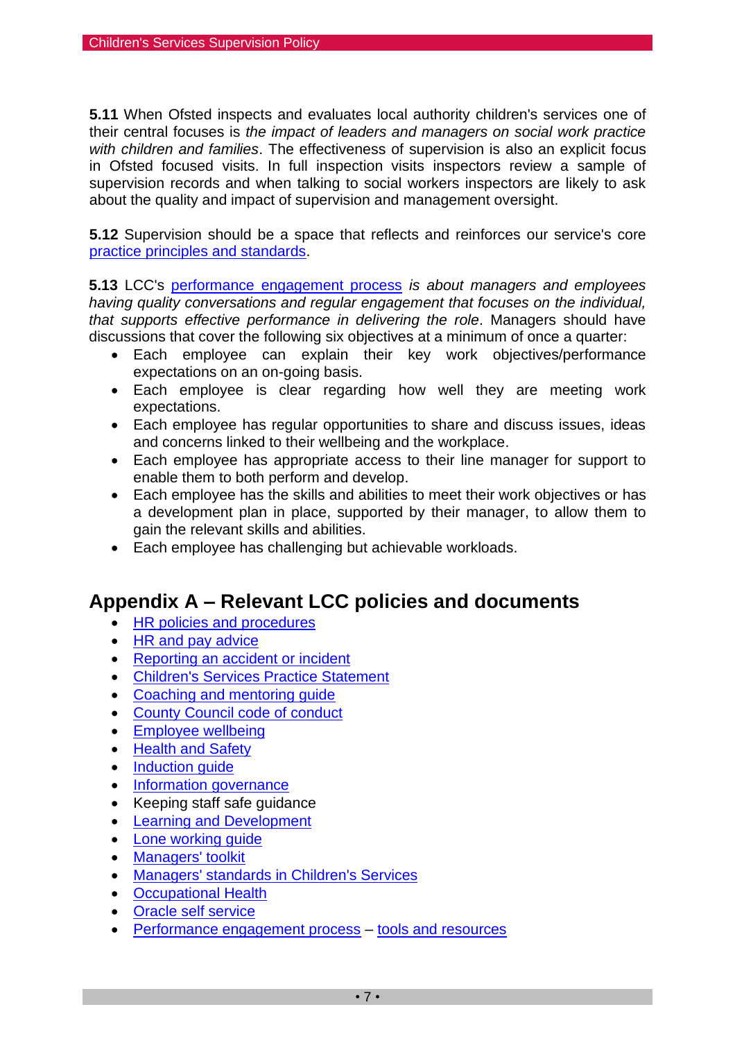**5.11** When Ofsted inspects and evaluates local authority children's services one of their central focuses is *the impact of leaders and managers on social work practice with children and families*. The effectiveness of supervision is also an explicit focus in Ofsted focused visits. In full inspection visits inspectors review a sample of supervision records and when talking to social workers inspectors are likely to ask about the quality and impact of supervision and management oversight.

**5.12** Supervision should be a space that reflects and reinforces our service's core practice principles and standards.

**5.13** LCC's performance engagement process *is about managers and employees having quality conversations and regular engagement that focuses on the individual, that supports effective performance in delivering the role*. Managers should have discussions that cover the following six objectives at a minimum of once a quarter:

- Each employee can explain their key work objectives/performance expectations on an on-going basis.
- Each employee is clear regarding how well they are meeting work expectations.
- Each employee has regular opportunities to share and discuss issues, ideas and concerns linked to their wellbeing and the workplace.
- Each employee has appropriate access to their line manager for support to enable them to both perform and develop.
- Each employee has the skills and abilities to meet their work objectives or has a development plan in place, supported by their manager, to allow them to gain the relevant skills and abilities.
- Each employee has challenging but achievable workloads.

## Appendix A – Relevant LCC policies and documents

- HR policies and procedures
- HR and pay advice
- Reporting an accident or incident
- Children's Services Practice Statement
- Coaching and mentoring guide
- County Council code of conduct
- Employee wellbeing
- Health and Safety
- Induction guide
- Information governance
- Keeping staff safe guidance
- Learning and Development
- Lone working guide
- Managers' toolkit
- Managers' standards in Children's Services
- Occupational Health
- Oracle self service
- Performance engagement process – tools and resources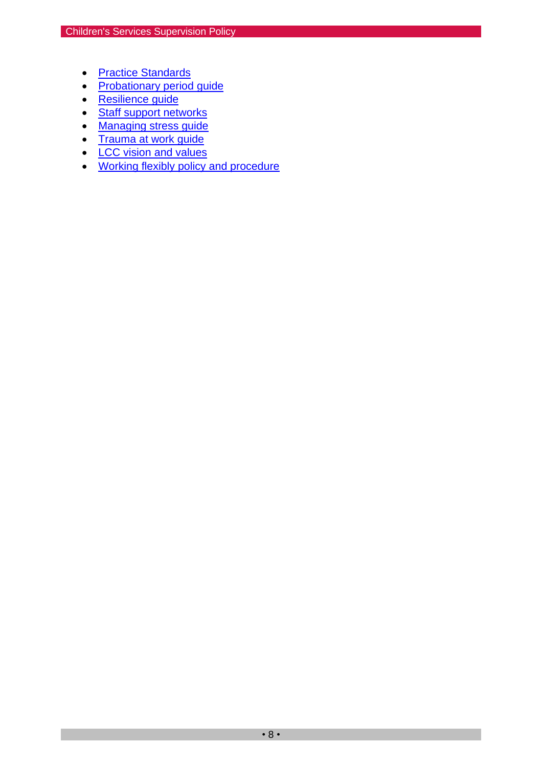- Practice Standards
- Probationary period guide
- Resilience guide
- Staff support networks
- Managing stress guide
- Trauma at work guide
- LCC vision and values
- Working flexibly policy and procedure